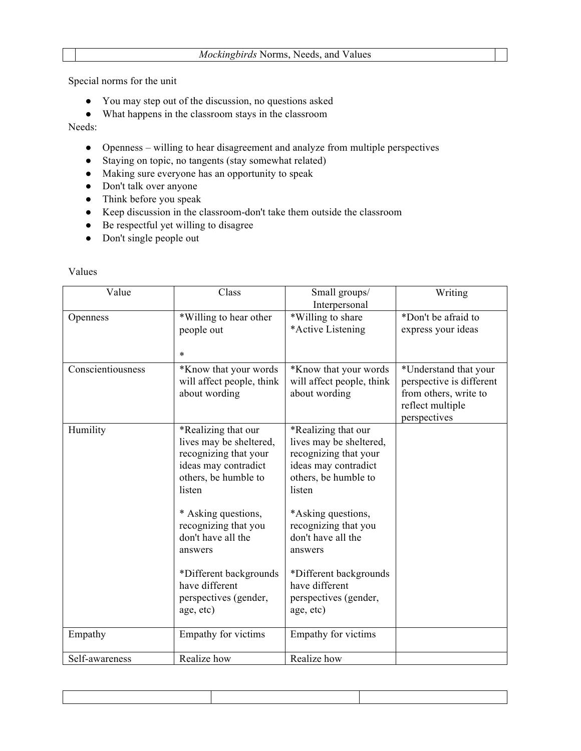# *Mockingbirds* Norms, Needs, and Values

Special norms for the unit

- You may step out of the discussion, no questions asked
- What happens in the classroom stays in the classroom

Needs:

- Openness – willing to hear disagreement and analyze from multiple perspectives
- Staying on topic, no tangents (stay somewhat related)
- Making sure everyone has an opportunity to speak
- Don't talk over anyone
- Think before you speak
- Keep discussion in the classroom-don't take them outside the classroom
- Be respectful yet willing to disagree
- Don't single people out

Values

| Value | Class | Small groups/ Interpersonal | Writing |
| --- | --- | --- | --- |
| Openness | *Willing to hear other people out<br><br>* | *Willing to share<br>*Active Listening | *Don't be afraid to express your ideas |
| Conscientiousness | *Know that your words will affect people, think about wording | *Know that your words will affect people, think about wording | *Understand that your perspective is different from others, write to reflect multiple perspectives |
| Humility | *Realizing that our lives may be sheltered, recognizing that your ideas may contradict others, be humble to listen<br><br>* Asking questions, recognizing that you don't have all the answers<br><br>*Different backgrounds have different perspectives (gender, age, etc) | *Realizing that our lives may be sheltered, recognizing that your ideas may contradict others, be humble to listen<br><br>*Asking questions, recognizing that you don't have all the answers<br><br>*Different backgrounds have different perspectives (gender, age, etc) | |
| Empathy | Empathy for victims | Empathy for victims | |
| Self-awareness | Realize how | Realize how | |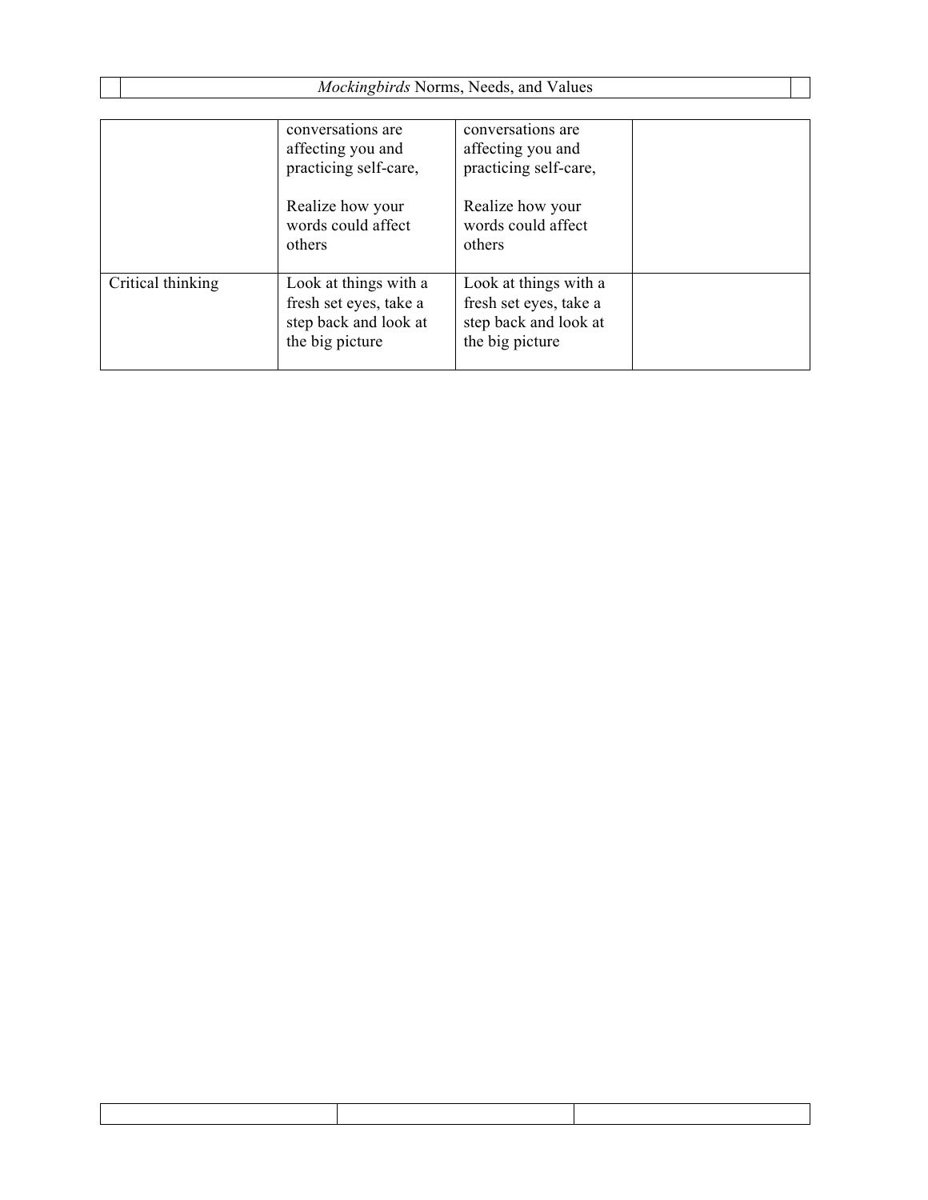| | | | |
|---|---|---|---|
| | conversations are affecting you and practicing self-care,<br><br>Realize how your words could affect others | conversations are affecting you and practicing self-care,<br><br>Realize how your words could affect others | |
| Critical thinking | Look at things with a fresh set eyes, take a step back and look at the big picture | Look at things with a fresh set eyes, take a step back and look at the big picture | |